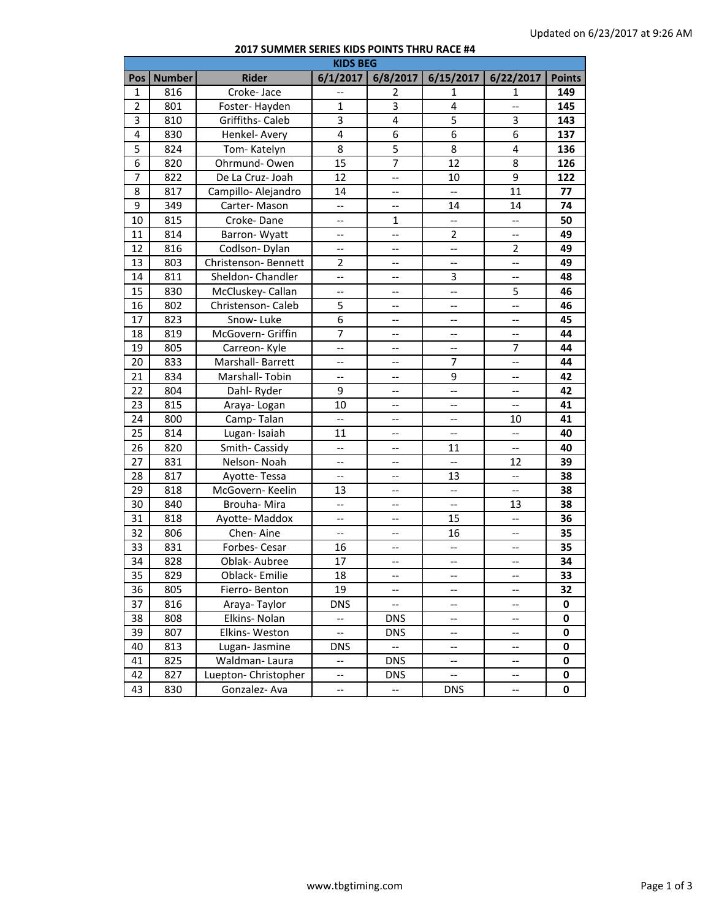Updated on 6/23/2017 at 9:26 AM

## 2017 SUMMER SERIES KIDS POINTS THRU RACE #4

| KIDS BEG | | | | | | | |
|---|---|---|---|---|---|---|---|
| Pos | Number | Rider | 6/1/2017 | 6/8/2017 | 6/15/2017 | 6/22/2017 | Points |
| 1 | 816 | Croke- Jace | -- | 2 | 1 | 1 | **149** |
| 2 | 801 | Foster- Hayden | 1 | 3 | 4 | -- | **145** |
| 3 | 810 | Griffiths- Caleb | 3 | 4 | 5 | 3 | **143** |
| 4 | 830 | Henkel- Avery | 4 | 6 | 6 | 6 | **137** |
| 5 | 824 | Tom- Katelyn | 8 | 5 | 8 | 4 | **136** |
| 6 | 820 | Ohrmund- Owen | 15 | 7 | 12 | 8 | **126** |
| 7 | 822 | De La Cruz- Joah | 12 | -- | 10 | 9 | **122** |
| 8 | 817 | Campillo- Alejandro | 14 | -- | -- | 11 | **77** |
| 9 | 349 | Carter- Mason | -- | -- | 14 | 14 | **74** |
| 10 | 815 | Croke- Dane | -- | 1 | -- | -- | **50** |
| 11 | 814 | Barron- Wyatt | -- | -- | 2 | -- | **49** |
| 12 | 816 | Codlson- Dylan | -- | -- | -- | 2 | **49** |
| 13 | 803 | Christenson- Bennett | 2 | -- | -- | -- | **49** |
| 14 | 811 | Sheldon- Chandler | -- | -- | 3 | -- | **48** |
| 15 | 830 | McCluskey- Callan | -- | -- | -- | 5 | **46** |
| 16 | 802 | Christenson- Caleb | 5 | -- | -- | -- | **46** |
| 17 | 823 | Snow- Luke | 6 | -- | -- | -- | **45** |
| 18 | 819 | McGovern- Griffin | 7 | -- | -- | -- | **44** |
| 19 | 805 | Carreon- Kyle | -- | -- | -- | 7 | **44** |
| 20 | 833 | Marshall- Barrett | -- | -- | 7 | -- | **44** |
| 21 | 834 | Marshall- Tobin | -- | -- | 9 | -- | **42** |
| 22 | 804 | Dahl- Ryder | 9 | -- | -- | -- | **42** |
| 23 | 815 | Araya- Logan | 10 | -- | -- | -- | **41** |
| 24 | 800 | Camp- Talan | -- | -- | -- | 10 | **41** |
| 25 | 814 | Lugan- Isaiah | 11 | -- | -- | -- | **40** |
| 26 | 820 | Smith- Cassidy | -- | -- | 11 | -- | **40** |
| 27 | 831 | Nelson- Noah | -- | -- | -- | 12 | **39** |
| 28 | 817 | Ayotte- Tessa | -- | -- | 13 | -- | **38** |
| 29 | 818 | McGovern- Keelin | 13 | -- | -- | -- | **38** |
| 30 | 840 | Brouha- Mira | -- | -- | -- | 13 | **38** |
| 31 | 818 | Ayotte- Maddox | -- | -- | 15 | -- | **36** |
| 32 | 806 | Chen- Aine | -- | -- | 16 | -- | **35** |
| 33 | 831 | Forbes- Cesar | 16 | -- | -- | -- | **35** |
| 34 | 828 | Oblak- Aubree | 17 | -- | -- | -- | **34** |
| 35 | 829 | Oblack- Emilie | 18 | -- | -- | -- | **33** |
| 36 | 805 | Fierro- Benton | 19 | -- | -- | -- | **32** |
| 37 | 816 | Araya- Taylor | DNS | -- | -- | -- | **0** |
| 38 | 808 | Elkins- Nolan | -- | DNS | -- | -- | **0** |
| 39 | 807 | Elkins- Weston | -- | DNS | -- | -- | **0** |
| 40 | 813 | Lugan- Jasmine | DNS | -- | -- | -- | **0** |
| 41 | 825 | Waldman- Laura | -- | DNS | -- | -- | **0** |
| 42 | 827 | Luepton- Christopher | -- | DNS | -- | -- | **0** |
| 43 | 830 | Gonzalez- Ava | -- | -- | DNS | -- | **0** |

www.tbgtiming.com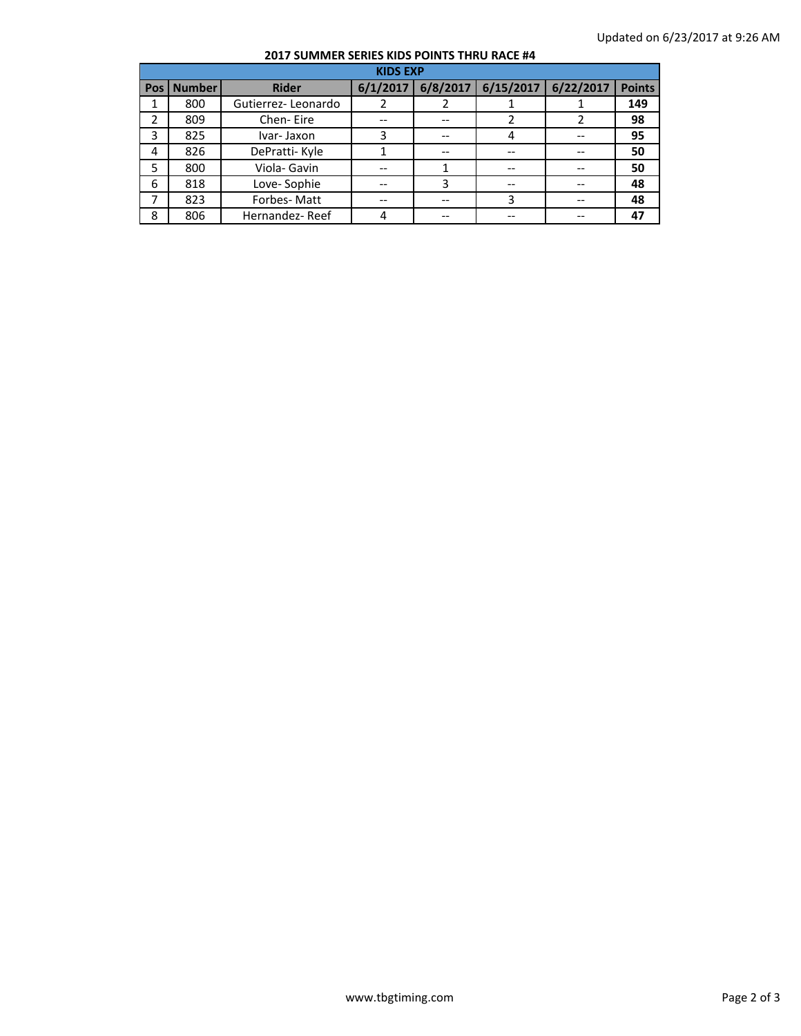Updated on 6/23/2017 at 9:26 AM

**2017 SUMMER SERIES KIDS POINTS THRU RACE #4**

| KIDS EXP | | | | | | | |
|---|---|---|---|---|---|---|---|
| **Pos** | **Number** | **Rider** | **6/1/2017** | **6/8/2017** | **6/15/2017** | **6/22/2017** | **Points** |
| 1 | 800 | Gutierrez- Leonardo | 2 | 2 | 1 | 1 | **149** |
| 2 | 809 | Chen- Eire | -- | -- | 2 | 2 | **98** |
| 3 | 825 | Ivar- Jaxon | 3 | -- | 4 | -- | **95** |
| 4 | 826 | DePratti- Kyle | 1 | -- | -- | -- | **50** |
| 5 | 800 | Viola- Gavin | -- | 1 | -- | -- | **50** |
| 6 | 818 | Love- Sophie | -- | 3 | -- | -- | **48** |
| 7 | 823 | Forbes- Matt | -- | -- | 3 | -- | **48** |
| 8 | 806 | Hernandez- Reef | 4 | -- | -- | -- | **47** |

www.tbgtiming.com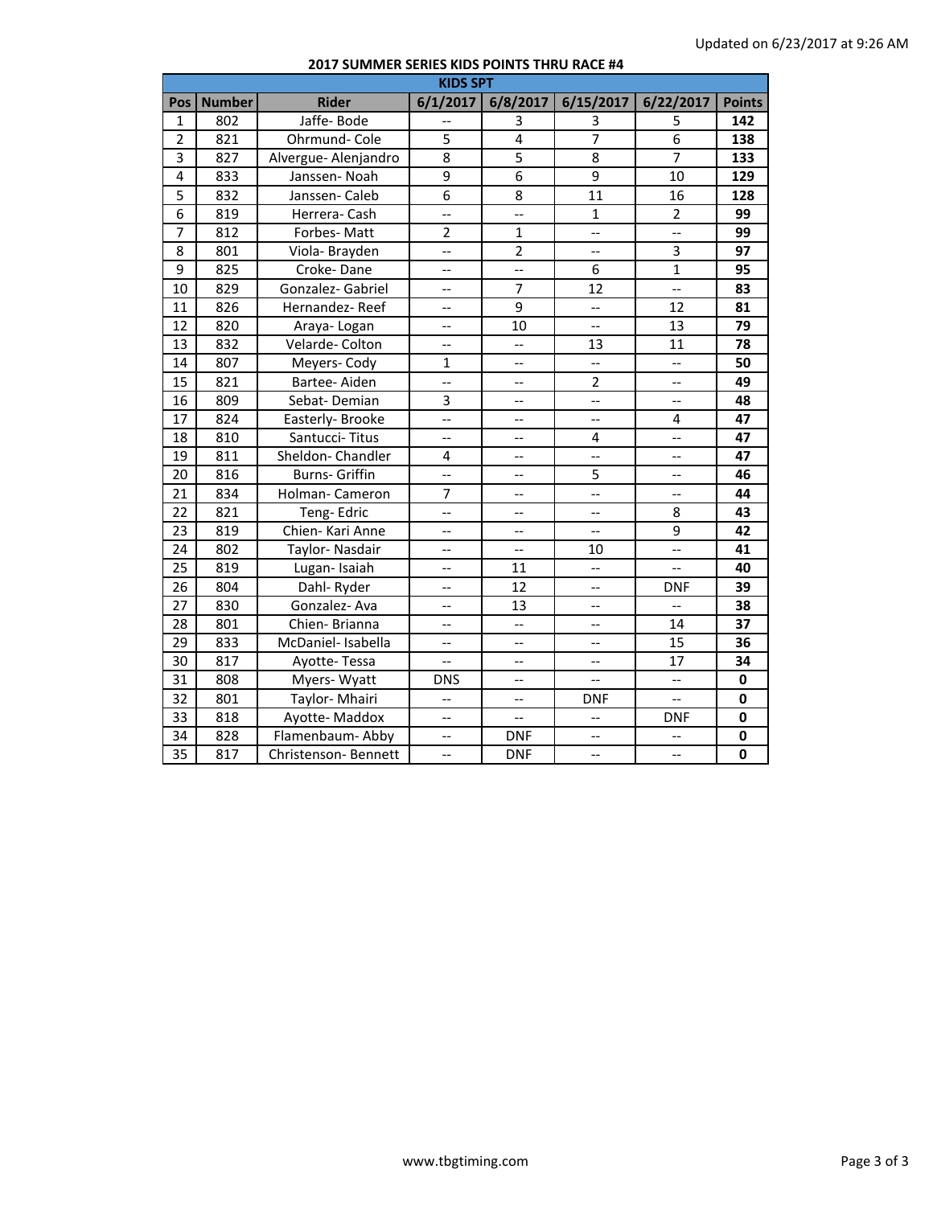Updated on 6/23/2017 at 9:26 AM

## 2017 SUMMER SERIES KIDS POINTS THRU RACE #4

| KIDS SPT | | | | | | | |
|---|---|---|---|---|---|---|---|
| **Pos** | **Number** | **Rider** | **6/1/2017** | **6/8/2017** | **6/15/2017** | **6/22/2017** | **Points** |
| 1 | 802 | Jaffe- Bode | -- | 3 | 3 | 5 | **142** |
| 2 | 821 | Ohrmund- Cole | 5 | 4 | 7 | 6 | **138** |
| 3 | 827 | Alvergue- Alenjandro | 8 | 5 | 8 | 7 | **133** |
| 4 | 833 | Janssen- Noah | 9 | 6 | 9 | 10 | **129** |
| 5 | 832 | Janssen- Caleb | 6 | 8 | 11 | 16 | **128** |
| 6 | 819 | Herrera- Cash | -- | -- | 1 | 2 | **99** |
| 7 | 812 | Forbes- Matt | 2 | 1 | -- | -- | **99** |
| 8 | 801 | Viola- Brayden | -- | 2 | -- | 3 | **97** |
| 9 | 825 | Croke- Dane | -- | -- | 6 | 1 | **95** |
| 10 | 829 | Gonzalez- Gabriel | -- | 7 | 12 | -- | **83** |
| 11 | 826 | Hernandez- Reef | -- | 9 | -- | 12 | **81** |
| 12 | 820 | Araya- Logan | -- | 10 | -- | 13 | **79** |
| 13 | 832 | Velarde- Colton | -- | -- | 13 | 11 | **78** |
| 14 | 807 | Meyers- Cody | 1 | -- | -- | -- | **50** |
| 15 | 821 | Bartee- Aiden | -- | -- | 2 | -- | **49** |
| 16 | 809 | Sebat- Demian | 3 | -- | -- | -- | **48** |
| 17 | 824 | Easterly- Brooke | -- | -- | -- | 4 | **47** |
| 18 | 810 | Santucci- Titus | -- | -- | 4 | -- | **47** |
| 19 | 811 | Sheldon- Chandler | 4 | -- | -- | -- | **47** |
| 20 | 816 | Burns- Griffin | -- | -- | 5 | -- | **46** |
| 21 | 834 | Holman- Cameron | 7 | -- | -- | -- | **44** |
| 22 | 821 | Teng- Edric | -- | -- | -- | 8 | **43** |
| 23 | 819 | Chien- Kari Anne | -- | -- | -- | 9 | **42** |
| 24 | 802 | Taylor- Nasdair | -- | -- | 10 | -- | **41** |
| 25 | 819 | Lugan- Isaiah | -- | 11 | -- | -- | **40** |
| 26 | 804 | Dahl- Ryder | -- | 12 | -- | DNF | **39** |
| 27 | 830 | Gonzalez- Ava | -- | 13 | -- | -- | **38** |
| 28 | 801 | Chien- Brianna | -- | -- | -- | 14 | **37** |
| 29 | 833 | McDaniel- Isabella | -- | -- | -- | 15 | **36** |
| 30 | 817 | Ayotte- Tessa | -- | -- | -- | 17 | **34** |
| 31 | 808 | Myers- Wyatt | DNS | -- | -- | -- | **0** |
| 32 | 801 | Taylor- Mhairi | -- | -- | DNF | -- | **0** |
| 33 | 818 | Ayotte- Maddox | -- | -- | -- | DNF | **0** |
| 34 | 828 | Flamenbaum- Abby | -- | DNF | -- | -- | **0** |
| 35 | 817 | Christenson- Bennett | -- | DNF | -- | -- | **0** |

www.tbgtiming.com